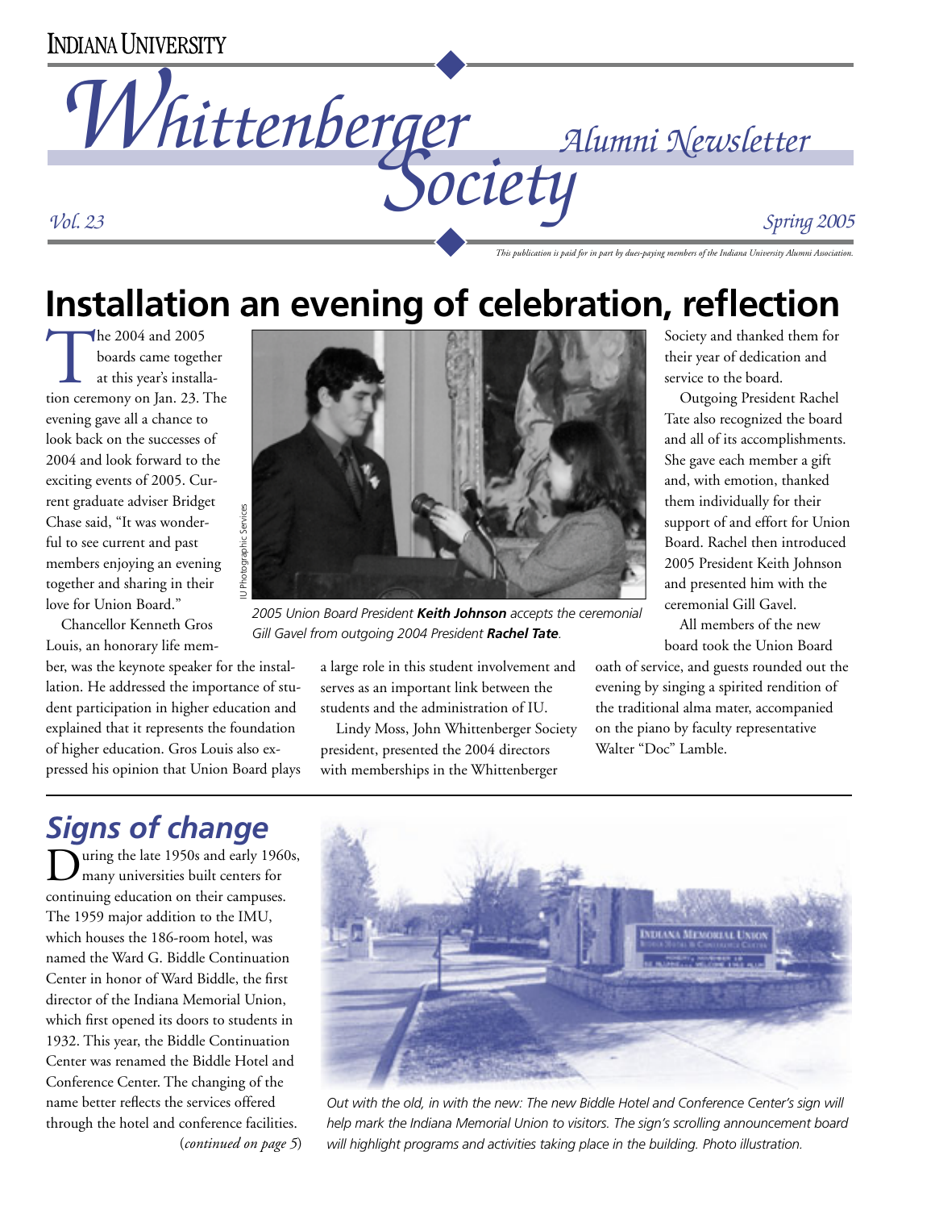INDIANA UNIVERSITY

# Whittenberger Society Alumni Newsletter

*Vol. 23* *Spring 2005*

*This publication is paid for in part by dues-paying members of the Indiana University Alumni Association.*

## Installation an evening of celebration, reflection

The 2004 and 2005 boards came together at this year's installation ceremony on Jan. 23. The evening gave all a chance to look back on the successes of 2004 and look forward to the exciting events of 2005. Current graduate adviser Bridget Chase said, "It was wonderful to see current and past members enjoying an evening together and sharing in their love for Union Board."

Chancellor Kenneth Gros Louis, an honorary life member, was the keynote speaker for the installation. He addressed the importance of student participation in higher education and explained that it represents the foundation of higher education. Gros Louis also expressed his opinion that Union Board plays a large role in this student involvement and serves as an important link between the students and the administration of IU.

Lindy Moss, John Whittenberger Society president, presented the 2004 directors with memberships in the Whittenberger Society and thanked them for their year of dedication and service to the board.

Outgoing President Rachel Tate also recognized the board and all of its accomplishments. She gave each member a gift and, with emotion, thanked them individually for their support of and effort for Union Board. Rachel then introduced 2005 President Keith Johnson and presented him with the ceremonial Gill Gavel.

All members of the new board took the Union Board oath of service, and guests rounded out the evening by singing a spirited rendition of the traditional alma mater, accompanied on the piano by faculty representative Walter "Doc" Lamble.

IU Photographic Services

*2005 Union Board President **Keith Johnson** accepts the ceremonial Gill Gavel from outgoing 2004 President **Rachel Tate**.*

## *Signs of change*

During the late 1950s and early 1960s, many universities built centers for continuing education on their campuses. The 1959 major addition to the IMU, which houses the 186-room hotel, was named the Ward G. Biddle Continuation Center in honor of Ward Biddle, the first director of the Indiana Memorial Union, which first opened its doors to students in 1932. This year, the Biddle Continuation Center was renamed the Biddle Hotel and Conference Center. The changing of the name better reflects the services offered through the hotel and conference facilities.

(*continued on page 5*)

*Out with the old, in with the new: The new Biddle Hotel and Conference Center's sign will help mark the Indiana Memorial Union to visitors. The sign's scrolling announcement board will highlight programs and activities taking place in the building. Photo illustration.*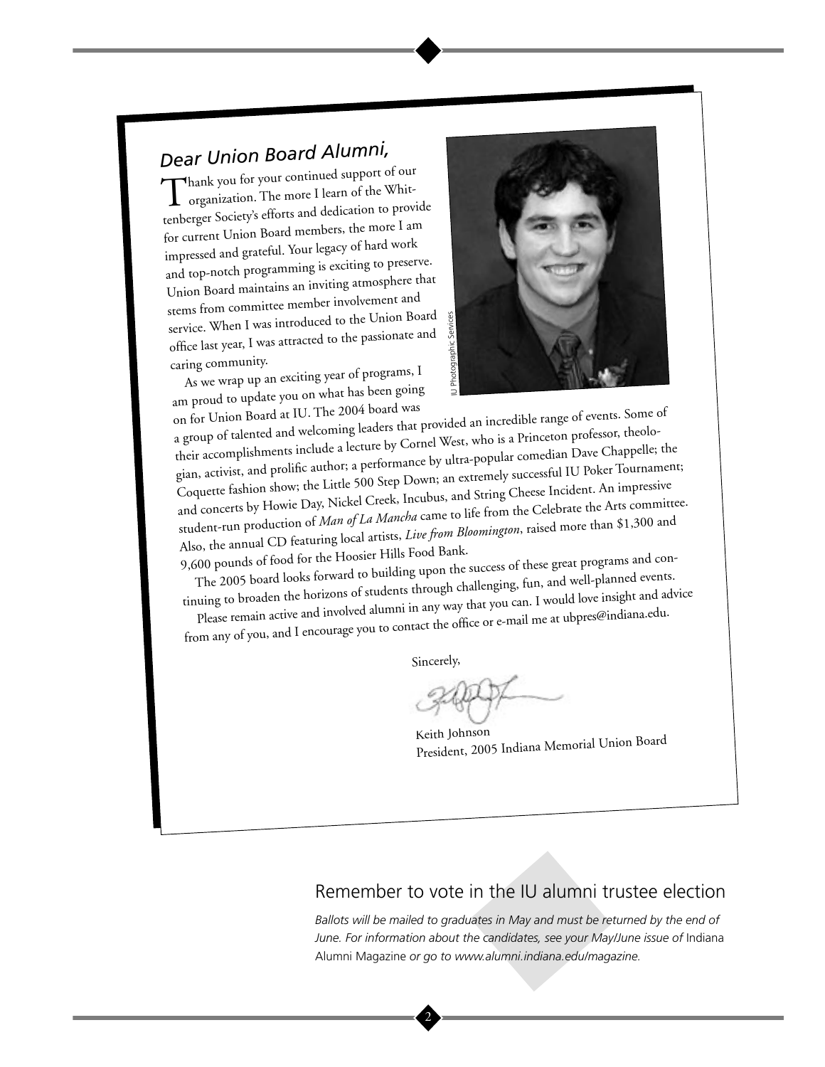## *Dear Union Board Alumni,*

Thank you for your continued support of our organization. The more I learn of the Whittenberger Society's efforts and dedication to provide for current Union Board members, the more I am impressed and grateful. Your legacy of hard work and top-notch programming is exciting to preserve. Union Board maintains an inviting atmosphere that stems from committee member involvement and service. When I was introduced to the Union Board office last year, I was attracted to the passionate and caring community.

IU Photographic Services

As we wrap up an exciting year of programs, I am proud to update you on what has been going on for Union Board at IU. The 2004 board was a group of talented and welcoming leaders that provided an incredible range of events. Some of their accomplishments include a lecture by Cornel West, who is a Princeton professor, theologian, activist, and prolific author; a performance by ultra-popular comedian Dave Chappelle; the Coquette fashion show; the Little 500 Step Down; an extremely successful IU Poker Tournament; and concerts by Howie Day, Nickel Creek, Incubus, and String Cheese Incident. An impressive student-run production of *Man of La Mancha* came to life from the Celebrate the Arts committee. Also, the annual CD featuring local artists, *Live from Bloomington*, raised more than $1,300 and 9,600 pounds of food for the Hoosier Hills Food Bank.

The 2005 board looks forward to building upon the success of these great programs and continuing to broaden the horizons of students through challenging, fun, and well-planned events.

Please remain active and involved alumni in any way that you can. I would love insight and advice from any of you, and I encourage you to contact the office or e-mail me at ubpres@indiana.edu.

Sincerely,

Keith Johnson
President, 2005 Indiana Memorial Union Board

## Remember to vote in the IU alumni trustee election

*Ballots will be mailed to graduates in May and must be returned by the end of June. For information about the candidates, see your May/June issue of* Indiana Alumni Magazine *or go to www.alumni.indiana.edu/magazine.*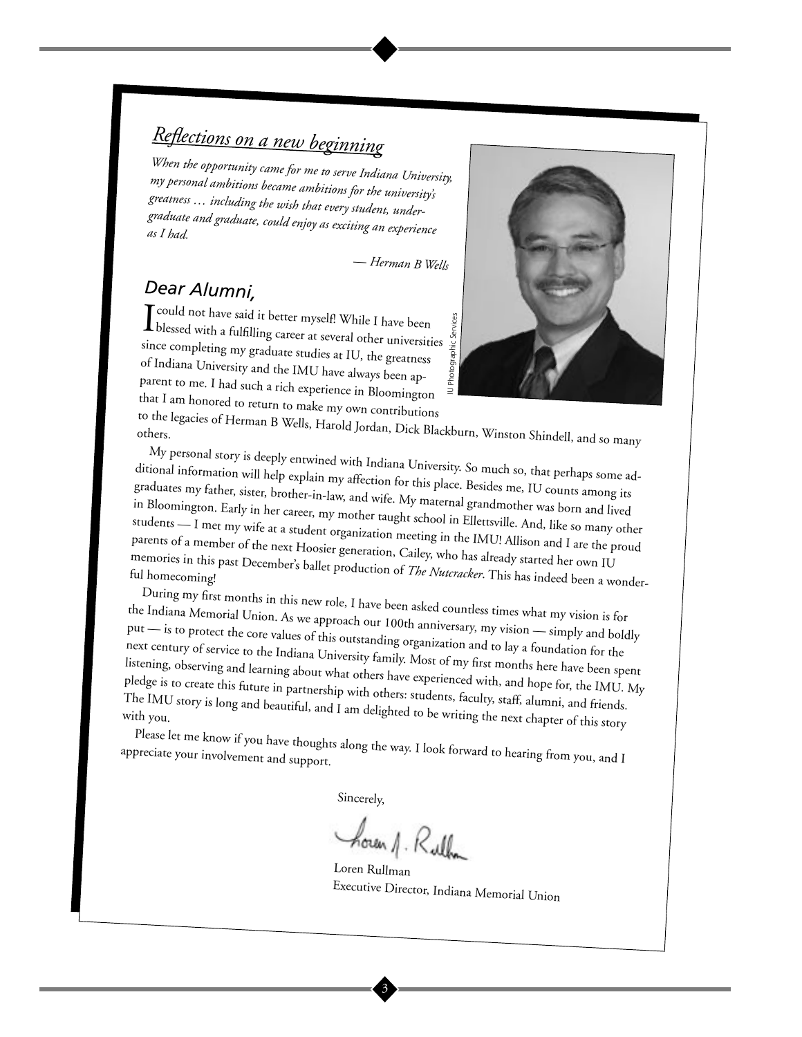## *Reflections on a new beginning*

*When the opportunity came for me to serve Indiana University, my personal ambitions became ambitions for the university's greatness … including the wish that every student, undergraduate and graduate, could enjoy as exciting an experience as I had.*

*— Herman B Wells*

IU Photographic Services

### *Dear Alumni,*

I could not have said it better myself! While I have been blessed with a fulfilling career at several other universities since completing my graduate studies at IU, the greatness of Indiana University and the IMU have always been apparent to me. I had such a rich experience in Bloomington that I am honored to return to make my own contributions to the legacies of Herman B Wells, Harold Jordan, Dick Blackburn, Winston Shindell, and so many others.

My personal story is deeply entwined with Indiana University. So much so, that perhaps some additional information will help explain my affection for this place. Besides me, IU counts among its graduates my father, sister, brother-in-law, and wife. My maternal grandmother was born and lived in Bloomington. Early in her career, my mother taught school in Ellettsville. And, like so many other students — I met my wife at a student organization meeting in the IMU! Allison and I are the proud parents of a member of the next Hoosier generation, Cailey, who has already started her own IU memories in this past December's ballet production of *The Nutcracker*. This has indeed been a wonderful homecoming!

During my first months in this new role, I have been asked countless times what my vision is for the Indiana Memorial Union. As we approach our 100th anniversary, my vision — simply and boldly put — is to protect the core values of this outstanding organization and to lay a foundation for the next century of service to the Indiana University family. Most of my first months here have been spent listening, observing and learning about what others have experienced with, and hope for, the IMU. My pledge is to create this future in partnership with others: students, faculty, staff, alumni, and friends. The IMU story is long and beautiful, and I am delighted to be writing the next chapter of this story with you.

Please let me know if you have thoughts along the way. I look forward to hearing from you, and I appreciate your involvement and support.

Sincerely,

Loren Rullman
Executive Director, Indiana Memorial Union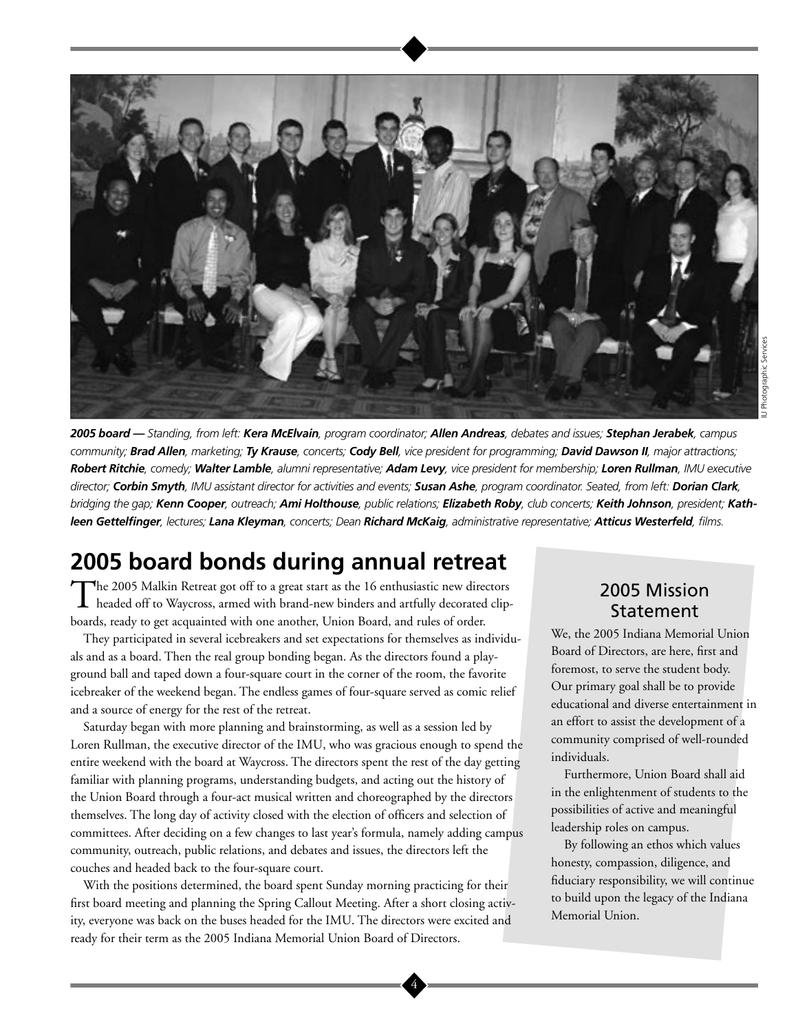***2005 board —*** *Standing, from left:* ***Kera McElvain****, program coordinator;* ***Allen Andreas****, debates and issues;* ***Stephan Jerabek****, campus community;* ***Brad Allen****, marketing;* ***Ty Krause****, concerts;* ***Cody Bell****, vice president for programming;* ***David Dawson II****, major attractions;* ***Robert Ritchie****, comedy;* ***Walter Lamble****, alumni representative;* ***Adam Levy****, vice president for membership;* ***Loren Rullman****, IMU executive director;* ***Corbin Smyth****, IMU assistant director for activities and events;* ***Susan Ashe****, program coordinator. Seated, from left:* ***Dorian Clark****, bridging the gap;* ***Kenn Cooper****, outreach;* ***Ami Holthouse****, public relations;* ***Elizabeth Roby****, club concerts;* ***Keith Johnson****, president;* ***Kathleen Gettelfinger****, lectures;* ***Lana Kleyman****, concerts; Dean* ***Richard McKaig****, administrative representative;* ***Atticus Westerfeld****, films.*

IU Photographic Services

## 2005 board bonds during annual retreat

The 2005 Malkin Retreat got off to a great start as the 16 enthusiastic new directors headed off to Waycross, armed with brand-new binders and artfully decorated clipboards, ready to get acquainted with one another, Union Board, and rules of order.

They participated in several icebreakers and set expectations for themselves as individuals and as a board. Then the real group bonding began. As the directors found a playground ball and taped down a four-square court in the corner of the room, the favorite icebreaker of the weekend began. The endless games of four-square served as comic relief and a source of energy for the rest of the retreat.

Saturday began with more planning and brainstorming, as well as a session led by Loren Rullman, the executive director of the IMU, who was gracious enough to spend the entire weekend with the board at Waycross. The directors spent the rest of the day getting familiar with planning programs, understanding budgets, and acting out the history of the Union Board through a four-act musical written and choreographed by the directors themselves. The long day of activity closed with the election of officers and selection of committees. After deciding on a few changes to last year's formula, namely adding campus community, outreach, public relations, and debates and issues, the directors left the couches and headed back to the four-square court.

With the positions determined, the board spent Sunday morning practicing for their first board meeting and planning the Spring Callout Meeting. After a short closing activity, everyone was back on the buses headed for the IMU. The directors were excited and ready for their term as the 2005 Indiana Memorial Union Board of Directors.

### 2005 Mission Statement

We, the 2005 Indiana Memorial Union Board of Directors, are here, first and foremost, to serve the student body. Our primary goal shall be to provide educational and diverse entertainment in an effort to assist the development of a community comprised of well-rounded individuals.

Furthermore, Union Board shall aid in the enlightenment of students to the possibilities of active and meaningful leadership roles on campus.

By following an ethos which values honesty, compassion, diligence, and fiduciary responsibility, we will continue to build upon the legacy of the Indiana Memorial Union.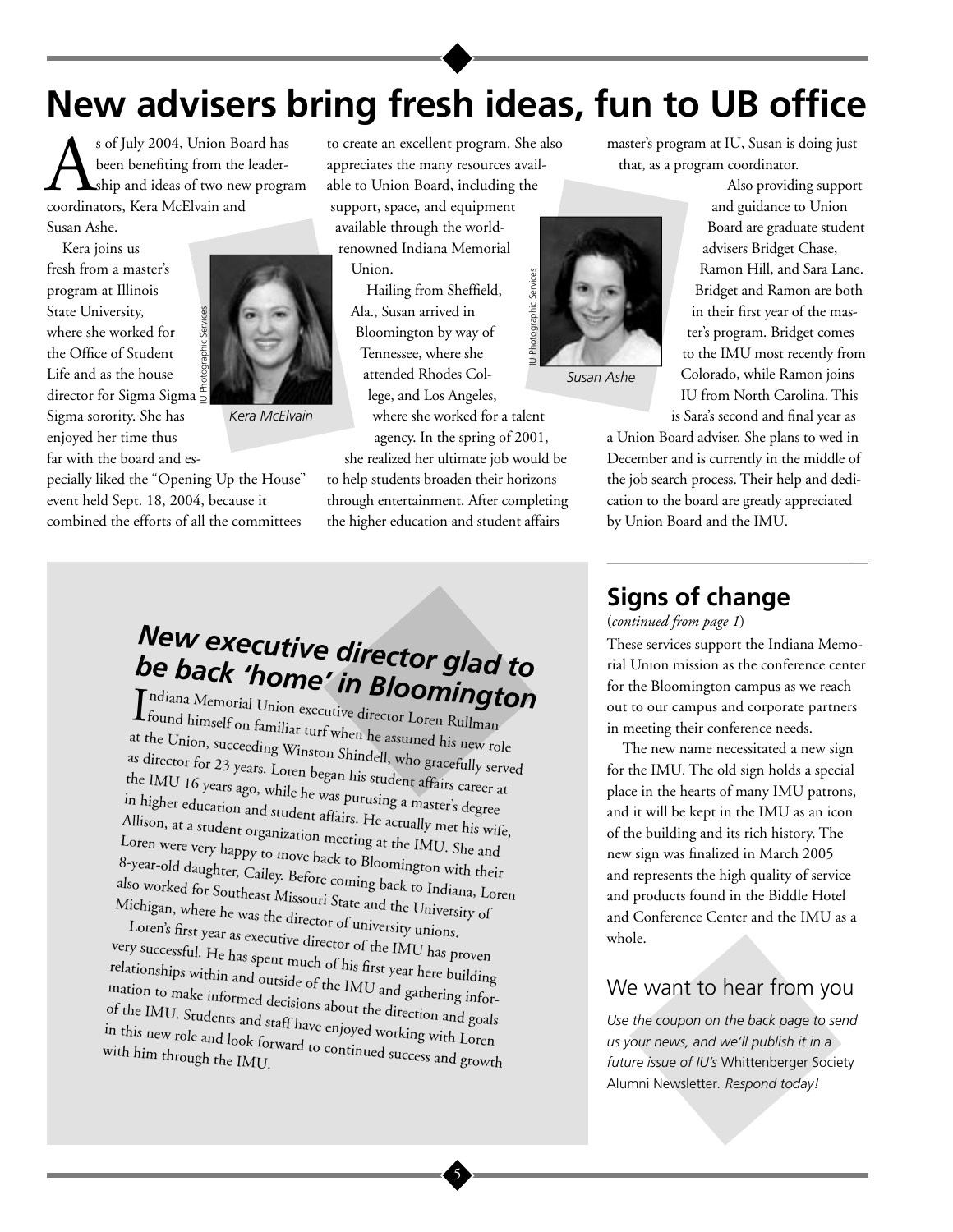# New advisers bring fresh ideas, fun to UB office

As of July 2004, Union Board has been benefiting from the leadership and ideas of two new program coordinators, Kera McElvain and Susan Ashe.

Kera joins us fresh from a master's program at Illinois State University, where she worked for the Office of Student Life and as the house director for Sigma Sigma Sigma sorority. She has enjoyed her time thus far with the board and especially liked the "Opening Up the House" event held Sept. 18, 2004, because it combined the efforts of all the committees to create an excellent program. She also appreciates the many resources available to Union Board, including the support, space, and equipment available through the world-renowned Indiana Memorial Union.

IU Photographic Services

*Kera McElvain*

Hailing from Sheffield, Ala., Susan arrived in Bloomington by way of Tennessee, where she attended Rhodes College, and Los Angeles, where she worked for a talent agency. In the spring of 2001, she realized her ultimate job would be to help students broaden their horizons through entertainment. After completing the higher education and student affairs master's program at IU, Susan is doing just that, as a program coordinator.

IU Photographic Services

*Susan Ashe*

Also providing support and guidance to Union Board are graduate student advisers Bridget Chase, Ramon Hill, and Sara Lane. Bridget and Ramon are both in their first year of the master's program. Bridget comes to the IMU most recently from Colorado, while Ramon joins IU from North Carolina. This is Sara's second and final year as a Union Board adviser. She plans to wed in December and is currently in the middle of the job search process. Their help and dedication to the board are greatly appreciated by Union Board and the IMU.

## *New executive director glad to be back 'home' in Bloomington*

Indiana Memorial Union executive director Loren Rullman found himself on familiar turf when he assumed his new role at the Union, succeeding Winston Shindell, who gracefully served as director for 23 years. Loren began his student affairs career at the IMU 16 years ago, while he was pursuing a master's degree in higher education and student affairs. He actually met his wife, Allison, at a student organization meeting at the IMU. She and Loren were very happy to move back to Bloomington with their 8-year-old daughter, Cailey. Before coming back to Indiana, Loren also worked for Southeast Missouri State and the University of Michigan, where he was the director of university unions.

Loren's first year as executive director of the IMU has proven very successful. He has spent much of his first year here building relationships within and outside of the IMU and gathering information to make informed decisions about the direction and goals of the IMU. Students and staff have enjoyed working with Loren in this new role and look forward to continued success and growth with him through the IMU.

## Signs of change

(*continued from page 1*)

These services support the Indiana Memorial Union mission as the conference center for the Bloomington campus as we reach out to our campus and corporate partners in meeting their conference needs.

The new name necessitated a new sign for the IMU. The old sign holds a special place in the hearts of many IMU patrons, and it will be kept in the IMU as an icon of the building and its rich history. The new sign was finalized in March 2005 and represents the high quality of service and products found in the Biddle Hotel and Conference Center and the IMU as a whole.

### We want to hear from you

*Use the coupon on the back page to send us your news, and we'll publish it in a future issue of IU's* Whittenberger Society Alumni Newsletter. *Respond today!*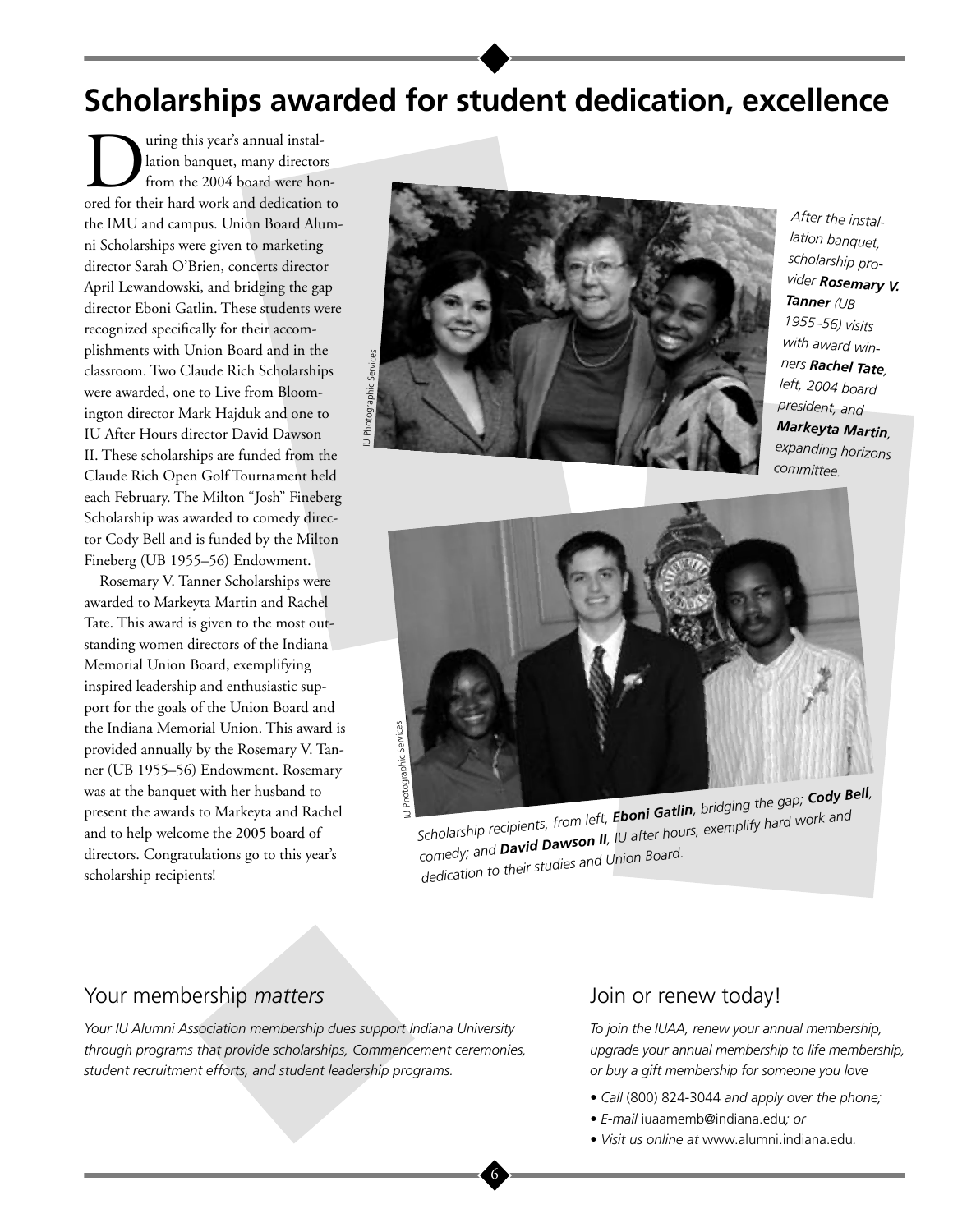# Scholarships awarded for student dedication, excellence

During this year's annual installation banquet, many directors from the 2004 board were honored for their hard work and dedication to the IMU and campus. Union Board Alumni Scholarships were given to marketing director Sarah O'Brien, concerts director April Lewandowski, and bridging the gap director Eboni Gatlin. These students were recognized specifically for their accomplishments with Union Board and in the classroom. Two Claude Rich Scholarships were awarded, one to Live from Bloomington director Mark Hajduk and one to IU After Hours director David Dawson II. These scholarships are funded from the Claude Rich Open Golf Tournament held each February. The Milton "Josh" Fineberg Scholarship was awarded to comedy director Cody Bell and is funded by the Milton Fineberg (UB 1955–56) Endowment.

Rosemary V. Tanner Scholarships were awarded to Markeyta Martin and Rachel Tate. This award is given to the most outstanding women directors of the Indiana Memorial Union Board, exemplifying inspired leadership and enthusiastic support for the goals of the Union Board and the Indiana Memorial Union. This award is provided annually by the Rosemary V. Tanner (UB 1955–56) Endowment. Rosemary was at the banquet with her husband to present the awards to Markeyta and Rachel and to help welcome the 2005 board of directors. Congratulations go to this year's scholarship recipients!

IU Photographic Services

*After the installation banquet, scholarship provider* ***Rosemary V. Tanner*** *(UB 1955–56) visits with award winners* ***Rachel Tate****, left, 2004 board president, and* ***Markeyta Martin****, expanding horizons committee.*

IU Photographic Services

*Scholarship recipients, from left,* ***Eboni Gatlin****, bridging the gap;* ***Cody Bell****, comedy; and* ***David Dawson II****, IU after hours, exemplify hard work and dedication to their studies and Union Board.*

## Your membership *matters*

*Your IU Alumni Association membership dues support Indiana University through programs that provide scholarships, Commencement ceremonies, student recruitment efforts, and student leadership programs.*

## Join or renew today!

*To join the IUAA, renew your annual membership, upgrade your annual membership to life membership, or buy a gift membership for someone you love*

- *Call* (800) 824-3044 *and apply over the phone;*
- *E-mail* iuaamemb@indiana.edu*; or*
- *Visit us online at* www.alumni.indiana.edu.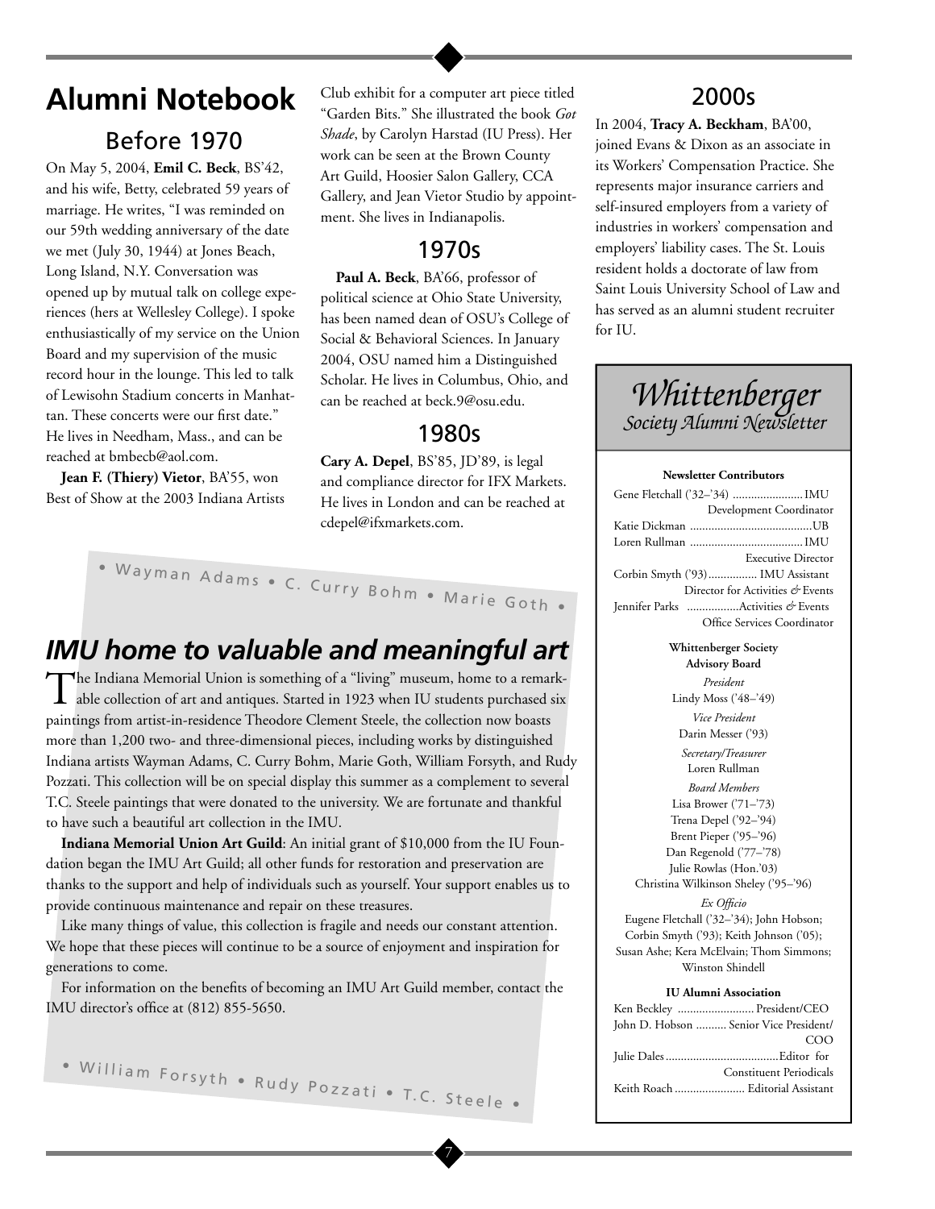# Alumni Notebook

## Before 1970

On May 5, 2004, **Emil C. Beck**, BS'42, and his wife, Betty, celebrated 59 years of marriage. He writes, "I was reminded on our 59th wedding anniversary of the date we met (July 30, 1944) at Jones Beach, Long Island, N.Y. Conversation was opened up by mutual talk on college experiences (hers at Wellesley College). I spoke enthusiastically of my service on the Union Board and my supervision of the music record hour in the lounge. This led to talk of Lewisohn Stadium concerts in Manhattan. These concerts were our first date." He lives in Needham, Mass., and can be reached at bmbecb@aol.com.

**Jean F. (Thiery) Vietor**, BA'55, won Best of Show at the 2003 Indiana Artists Club exhibit for a computer art piece titled "Garden Bits." She illustrated the book *Got Shade*, by Carolyn Harstad (IU Press). Her work can be seen at the Brown County Art Guild, Hoosier Salon Gallery, CCA Gallery, and Jean Vietor Studio by appointment. She lives in Indianapolis.

## 1970s

**Paul A. Beck**, BA'66, professor of political science at Ohio State University, has been named dean of OSU's College of Social & Behavioral Sciences. In January 2004, OSU named him a Distinguished Scholar. He lives in Columbus, Ohio, and can be reached at beck.9@osu.edu.

## 1980s

**Cary A. Depel**, BS'85, JD'89, is legal and compliance director for IFX Markets. He lives in London and can be reached at cdepel@ifxmarkets.com.

## 2000s

In 2004, **Tracy A. Beckham**, BA'00, joined Evans & Dixon as an associate in its Workers' Compensation Practice. She represents major insurance carriers and self-insured employers from a variety of industries in workers' compensation and employers' liability cases. The St. Louis resident holds a doctorate of law from Saint Louis University School of Law and has served as an alumni student recruiter for IU.

• Wayman Adams • C. Curry Bohm • Marie Goth •

## *IMU home to valuable and meaningful art*

The Indiana Memorial Union is something of a "living" museum, home to a remarkable collection of art and antiques. Started in 1923 when IU students purchased six paintings from artist-in-residence Theodore Clement Steele, the collection now boasts more than 1,200 two- and three-dimensional pieces, including works by distinguished Indiana artists Wayman Adams, C. Curry Bohm, Marie Goth, William Forsyth, and Rudy Pozzati. This collection will be on special display this summer as a complement to several T.C. Steele paintings that were donated to the university. We are fortunate and thankful to have such a beautiful art collection in the IMU.

**Indiana Memorial Union Art Guild**: An initial grant of $10,000 from the IU Foundation began the IMU Art Guild; all other funds for restoration and preservation are thanks to the support and help of individuals such as yourself. Your support enables us to provide continuous maintenance and repair on these treasures.

Like many things of value, this collection is fragile and needs our constant attention. We hope that these pieces will continue to be a source of enjoyment and inspiration for generations to come.

For information on the benefits of becoming an IMU Art Guild member, contact the IMU director's office at (812) 855-5650.

• William Forsyth • Rudy Pozzati • T.C. Steele •

---

## *Whittenberger*
### *Society Alumni Newsletter*

**Newsletter Contributors**

Gene Fletchall ('32–'34) ....................... IMU Development Coordinator
Katie Dickman ....................................... UB
Loren Rullman ....................................... IMU Executive Director
Corbin Smyth ('93) ................ IMU Assistant Director for Activities & Events
Jennifer Parks ................. Activities & Events Office Services Coordinator

**Whittenberger Society Advisory Board**

*President*
Lindy Moss ('48–'49)

*Vice President*
Darin Messer ('93)

*Secretary/Treasurer*
Loren Rullman

*Board Members*
Lisa Brower ('71–'73)
Trena Depel ('92–'94)
Brent Pieper ('95–'96)
Dan Regenold ('77–'78)
Julie Rowlas (Hon.'03)
Christina Wilkinson Sheley ('95–'96)

*Ex Officio*
Eugene Fletchall ('32–'34); John Hobson; Corbin Smyth ('93); Keith Johnson ('05); Susan Ashe; Kera McElvain; Thom Simmons; Winston Shindell

**IU Alumni Association**

Ken Beckley ......................... President/CEO
John D. Hobson .......... Senior Vice President/COO
Julie Dales ..................................... Editor for Constituent Periodicals
Keith Roach ....................... Editorial Assistant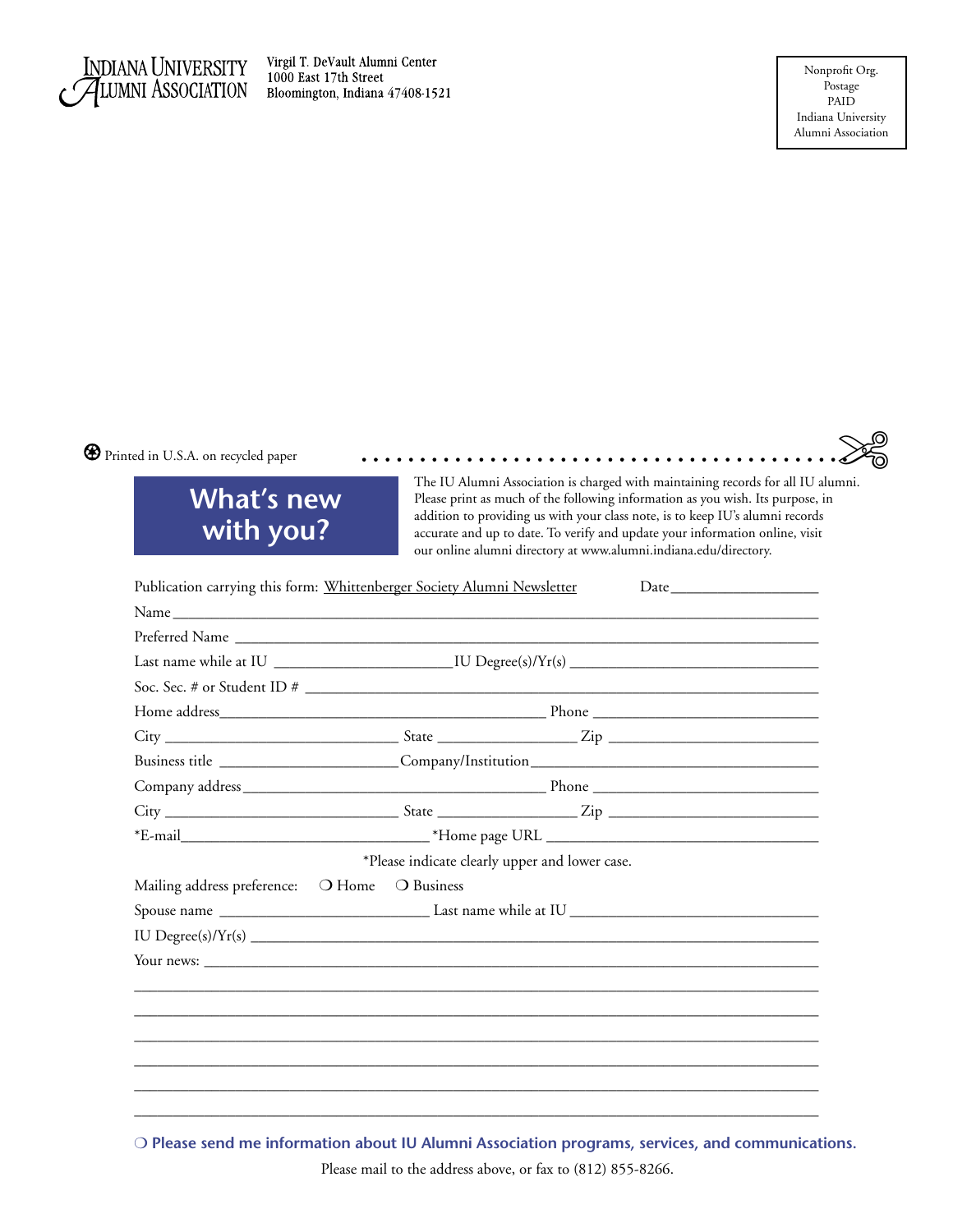INDIANA UNIVERSITY ALUMNI ASSOCIATION

Virgil T. DeVault Alumni Center
1000 East 17th Street
Bloomington, Indiana 47408-1521

Nonprofit Org.
Postage
PAID
Indiana University
Alumni Association

Printed in U.S.A. on recycled paper

## What's new with you?

The IU Alumni Association is charged with maintaining records for all IU alumni. Please print as much of the following information as you wish. Its purpose, in addition to providing us with your class note, is to keep IU's alumni records accurate and up to date. To verify and update your information online, visit our online alumni directory at www.alumni.indiana.edu/directory.

Publication carrying this form: Whittenberger Society Alumni Newsletter Date__________________

Name__________________________________________________________________________

Preferred Name _________________________________________________________________

Last name while at IU ______________________IU Degree(s)/Yr(s) ______________________

Soc. Sec. # or Student ID # ________________________________________________________

Home address_______________________________________ Phone ______________________

City ____________________________ State _________________ Zip ______________________

Business title ______________________Company/Institution______________________________

Company address_____________________________________ Phone ______________________

City ____________________________ State _________________ Zip ______________________

*E-mail______________________________*Home page URL ____________________________

*Please indicate clearly upper and lower case.

Mailing address preference: ❍ Home ❍ Business

Spouse name _________________________ Last name while at IU _______________________

IU Degree(s)/Yr(s) _______________________________________________________________

Your news: ______________________________________________________________________

____________________________________________________________________________

____________________________________________________________________________

____________________________________________________________________________

____________________________________________________________________________

____________________________________________________________________________

____________________________________________________________________________

❍ **Please send me information about IU Alumni Association programs, services, and communications.**

Please mail to the address above, or fax to (812) 855-8266.